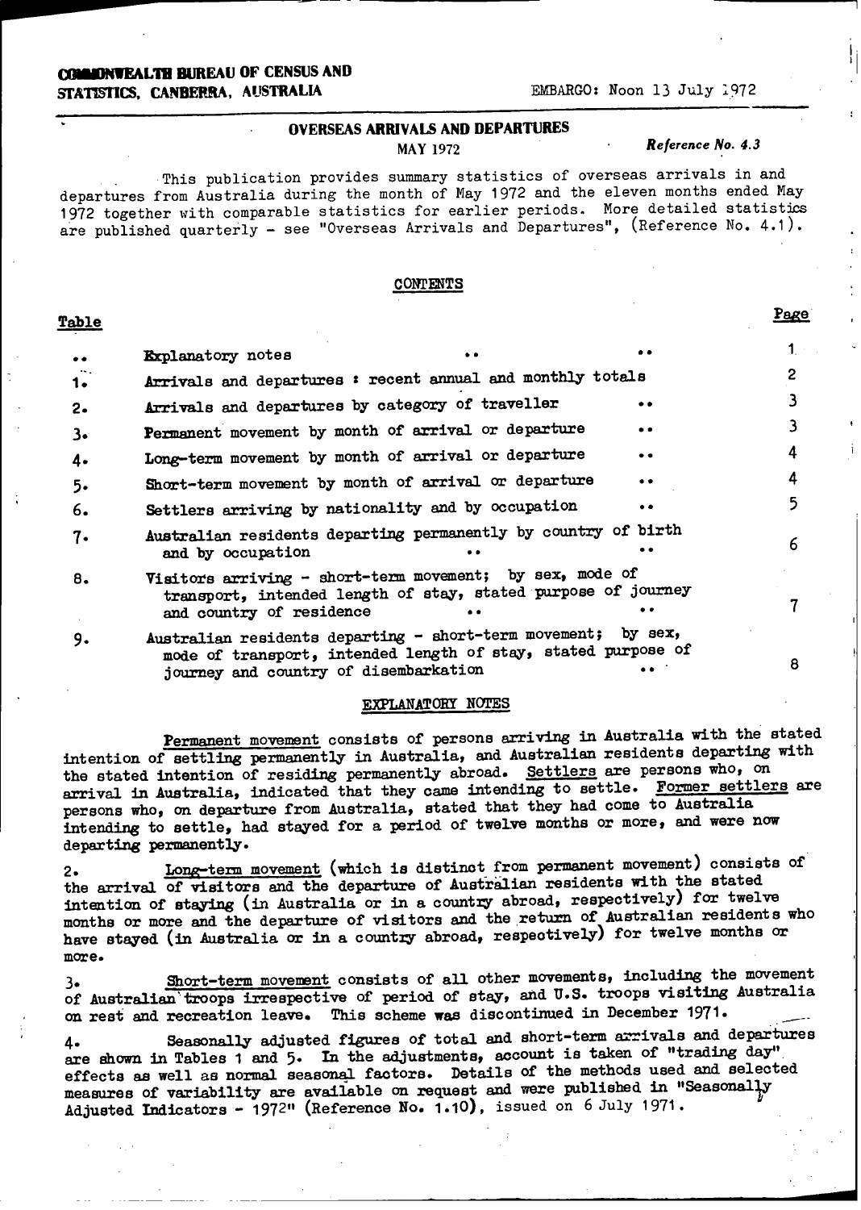**COMMONWEALTH BUREAU OF CENSUS AND STATISTICS, CANBERRA, AUSTRALIA**

EMBARGO: Noon 13 July 1972

# OVERSEAS ARRIVALS AND DEPARTURES

MAY 1972

*Reference No. 4.3*

This publication provides summary statistics of overseas arrivals in and departures from Australia during the month of May 1972 and the eleven months ended May 1972 together with comparable statistics for earlier periods. More detailed statistics are published quarterly - see "Overseas Arrivals and Departures", (Reference No. 4.1).

## CONTENTS

| Table | | Page |
|---|---|---|
| .. | Explanatory notes .. .. | 1 |
| 1. | Arrivals and departures : recent annual and monthly totals | 2 |
| 2. | Arrivals and departures by category of traveller .. | 3 |
| 3. | Permanent movement by month of arrival or departure .. | 3 |
| 4. | Long-term movement by month of arrival or departure .. | 4 |
| 5. | Short-term movement by month of arrival or departure .. | 4 |
| 6. | Settlers arriving by nationality and by occupation .. | 5 |
| 7. | Australian residents departing permanently by country of birth and by occupation .. .. | 6 |
| 8. | Visitors arriving - short-term movement; by sex, mode of transport, intended length of stay, stated purpose of journey and country of residence .. .. | 7 |
| 9. | Australian residents departing - short-term movement; by sex, mode of transport, intended length of stay, stated purpose of journey and country of disembarkation .. | 8 |

## EXPLANATORY NOTES

<u>Permanent movement</u> consists of persons arriving in Australia with the stated intention of settling permanently in Australia, and Australian residents departing with the stated intention of residing permanently abroad. <u>Settlers</u> are persons who, on arrival in Australia, indicated that they came intending to settle. <u>Former settlers</u> are persons who, on departure from Australia, stated that they had come to Australia intending to settle, had stayed for a period of twelve months or more, and were now departing permanently.

2. <u>Long-term movement</u> (which is distinct from permanent movement) consists of the arrival of visitors and the departure of Australian residents with the stated intention of staying (in Australia or in a country abroad, respectively) for twelve months or more and the departure of visitors and the return of Australian residents who have stayed (in Australia or in a country abroad, respectively) for twelve months or more.

3. <u>Short-term movement</u> consists of all other movements, including the movement of Australian troops irrespective of period of stay, and U.S. troops visiting Australia on rest and recreation leave. This scheme was discontinued in December 1971.

4. Seasonally adjusted figures of total and short-term arrivals and departures are shown in Tables 1 and 5. In the adjustments, account is taken of "trading day" effects as well as normal seasonal factors. Details of the methods used and selected measures of variability are available on request and were published in "Seasonally Adjusted Indicators - 1972" (Reference No. 1.10), issued on 6 July 1971.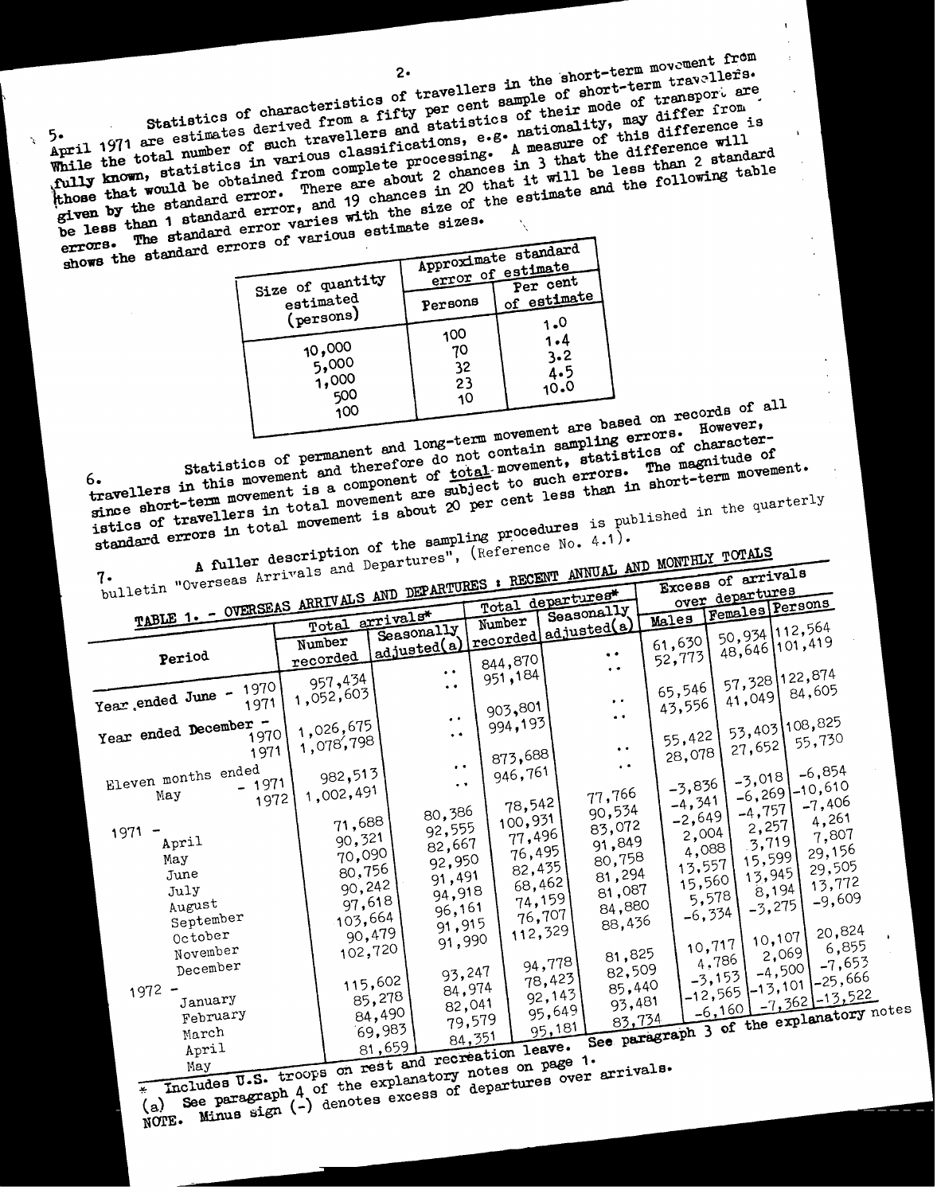5. Statistics of characteristics of travellers in the short-term movement from April 1971 are estimates derived from a fifty per cent sample of short-term travellers. While the total number of such travellers and statistics of their mode of transport are fully known, statistics in various classifications, e.g. nationality, may differ from those that would be obtained from complete processing. A measure of this difference is given by the standard error. There are about 2 chances in 3 that the difference will be less than 1 standard error, and 19 chances in 20 that it will be less than 2 standard errors. The standard error varies with the size of the estimate and the following table shows the standard errors of various estimate sizes.

| Size of quantity estimated (persons) | Approximate standard error of estimate | |
|---|---|---|
| | Persons | Per cent of estimate |
| 10,000 | 100 | 1.0 |
| 5,000 | 70 | 1.4 |
| 1,000 | 32 | 3.2 |
| 500 | 23 | 4.5 |
| 100 | 10 | 10.0 |

6. Statistics of permanent and long-term movement are based on records of all travellers in this movement and therefore do not contain sampling errors. However, since short-term movement is a component of total movement, statistics of characteristics of travellers in total movement are subject to such errors. The magnitude of standard errors in total movement is about 20 per cent less than in short-term movement.

7. A fuller description of the sampling procedures is published in the quarterly bulletin "Overseas Arrivals and Departures", (Reference No. 4.1).

**TABLE 1. - OVERSEAS ARRIVALS AND DEPARTURES : RECENT ANNUAL AND MONTHLY TOTALS**

| Period | Total arrivals* | | Total departures* | | Excess of arrivals over departures | | |
|---|---|---|---|---|---|---|---|
| | Number recorded | Seasonally adjusted(a) | Number recorded | Seasonally adjusted(a) | Males | Females | Persons |
| Year ended June - 1970 | 957,434 | .. | 844,870 | .. | 61,630 | 50,934 | 112,564 |
| 1971 | 1,052,603 | .. | 951,184 | .. | 52,773 | 48,646 | 101,419 |
| Year ended December - 1970 | 1,026,675 | .. | 903,801 | .. | 65,546 | 57,328 | 122,874 |
| 1971 | 1,078,798 | .. | 994,193 | .. | 43,556 | 41,049 | 84,605 |
| Eleven months ended May - 1971 | 982,513 | .. | 873,688 | .. | 55,422 | 53,403 | 108,825 |
| 1972 | 1,002,491 | .. | 946,761 | .. | 28,078 | 27,652 | 55,730 |
| 1971 - April | 71,688 | 80,386 | 78,542 | 77,766 | -3,836 | -3,018 | -6,854 |
| May | 90,321 | 92,555 | 100,931 | 90,534 | -4,341 | -6,269 | -10,610 |
| June | 70,090 | 82,667 | 77,496 | 83,072 | -2,649 | -4,757 | -7,406 |
| July | 80,756 | 92,950 | 76,495 | 91,849 | 2,004 | 2,257 | 4,261 |
| August | 90,242 | 91,491 | 82,435 | 80,758 | 4,088 | 3,719 | 7,807 |
| September | 97,618 | 94,918 | 68,462 | 81,294 | 13,557 | 15,599 | 29,156 |
| October | 103,664 | 96,161 | 74,159 | 81,087 | 15,560 | 13,945 | 29,505 |
| November | 90,479 | 91,915 | 76,707 | 84,880 | 5,578 | 8,194 | 13,772 |
| December | 102,720 | 91,990 | 112,329 | 88,436 | -6,334 | -3,275 | -9,609 |
| 1972 - January | 115,602 | 93,247 | 94,778 | 81,825 | 10,717 | 10,107 | 20,824 |
| February | 85,278 | 84,974 | 78,423 | 82,509 | 4,786 | 2,069 | 6,855 |
| March | 84,490 | 82,041 | 92,143 | 85,440 | -3,153 | -4,500 | -7,653 |
| April | 69,983 | 79,579 | 95,649 | 93,481 | -12,565 | -13,101 | -25,666 |
| May | 81,659 | 84,351 | 95,181 | 83,734 | -6,160 | -7,362 | -13,522 |

\* Includes U.S. troops on rest and recreation leave. See paragraph 3 of the explanatory notes
(a) See paragraph 4 of the explanatory notes on page 1.
NOTE. Minus sign (-) denotes excess of departures over arrivals.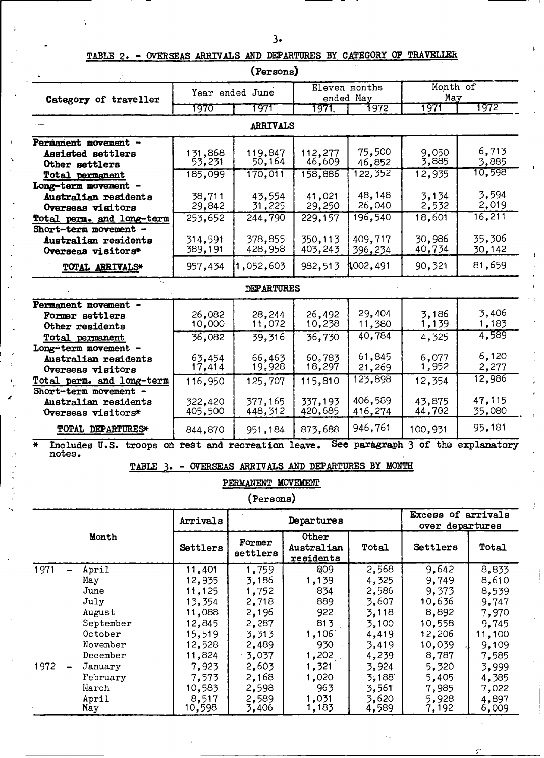## TABLE 2. - OVERSEAS ARRIVALS AND DEPARTURES BY CATEGORY OF TRAVELLER

(Persons)

| Category of traveller | Year ended June | | Eleven months ended May | | Month of May | |
|---|---|---|---|---|---|---|
| | 1970 | 1971 | 1971 | 1972 | 1971 | 1972 |
| **ARRIVALS** | | | | | | |
| Permanent movement - | | | | | | |
| Assisted settlers | 131,868 | 119,847 | 112,277 | 75,500 | 9,050 | 6,713 |
| Other settlers | 53,231 | 50,164 | 46,609 | 46,852 | 3,885 | 3,885 |
| Total permanent | 185,099 | 170,011 | 158,886 | 122,352 | 12,935 | 10,598 |
| Long-term movement - | | | | | | |
| Australian residents | 38,711 | 43,554 | 41,021 | 48,148 | 3,134 | 3,594 |
| Overseas visitors | 29,842 | 31,225 | 29,250 | 26,040 | 2,532 | 2,019 |
| Total perm. and long-term | 253,652 | 244,790 | 229,157 | 196,540 | 18,601 | 16,211 |
| Short-term movement - | | | | | | |
| Australian residents | 314,591 | 378,855 | 350,113 | 409,717 | 30,986 | 35,306 |
| Overseas visitors* | 389,191 | 428,958 | 403,243 | 396,234 | 40,734 | 30,142 |
| TOTAL ARRIVALS* | 957,434 | 1,052,603 | 982,513 | 1,002,491 | 90,321 | 81,659 |
| **DEPARTURES** | | | | | | |
| Permanent movement - | | | | | | |
| Former settlers | 26,082 | 28,244 | 26,492 | 29,404 | 3,186 | 3,406 |
| Other residents | 10,000 | 11,072 | 10,238 | 11,380 | 1,139 | 1,183 |
| Total permanent | 36,082 | 39,316 | 36,730 | 40,784 | 4,325 | 4,589 |
| Long-term movement - | | | | | | |
| Australian residents | 63,454 | 66,463 | 60,783 | 61,845 | 6,077 | 6,120 |
| Overseas visitors | 17,414 | 19,928 | 18,297 | 21,269 | 1,952 | 2,277 |
| Total perm. and long-term | 116,950 | 125,707 | 115,810 | 123,898 | 12,354 | 12,986 |
| Short-term movement - | | | | | | |
| Australian residents | 322,420 | 377,165 | 337,193 | 406,589 | 43,875 | 47,115 |
| Overseas visitors* | 405,500 | 448,312 | 420,685 | 416,274 | 44,702 | 35,080 |
| TOTAL DEPARTURES* | 844,870 | 951,184 | 873,688 | 946,761 | 100,931 | 95,181 |

\* Includes U.S. troops on rest and recreation leave. See paragraph 3 of the explanatory notes.

## TABLE 3. - OVERSEAS ARRIVALS AND DEPARTURES BY MONTH

### PERMANENT MOVEMENT

(Persons)

| Month | | Arrivals | Departures | | | Excess of arrivals over departures | |
|---|---|---|---|---|---|---|---|
| | | Settlers | Former settlers | Other Australian residents | Total | Settlers | Total |
| 1971 - | April | 11,401 | 1,759 | 809 | 2,568 | 9,642 | 8,833 |
| | May | 12,935 | 3,186 | 1,139 | 4,325 | 9,749 | 8,610 |
| | June | 11,125 | 1,752 | 834 | 2,586 | 9,373 | 8,539 |
| | July | 13,354 | 2,718 | 889 | 3,607 | 10,636 | 9,747 |
| | August | 11,088 | 2,196 | 922 | 3,118 | 8,892 | 7,970 |
| | September | 12,845 | 2,287 | 813 | 3,100 | 10,558 | 9,745 |
| | October | 15,519 | 3,313 | 1,106 | 4,419 | 12,206 | 11,100 |
| | November | 12,528 | 2,489 | 930 | 3,419 | 10,039 | 9,109 |
| | December | 11,824 | 3,037 | 1,202 | 4,239 | 8,787 | 7,585 |
| 1972 - | January | 7,923 | 2,603 | 1,321 | 3,924 | 5,320 | 3,999 |
| | February | 7,573 | 2,168 | 1,020 | 3,188 | 5,405 | 4,385 |
| | March | 10,583 | 2,598 | 963 | 3,561 | 7,985 | 7,022 |
| | April | 8,517 | 2,589 | 1,031 | 3,620 | 5,928 | 4,897 |
| | May | 10,598 | 3,406 | 1,183 | 4,589 | 7,192 | 6,009 |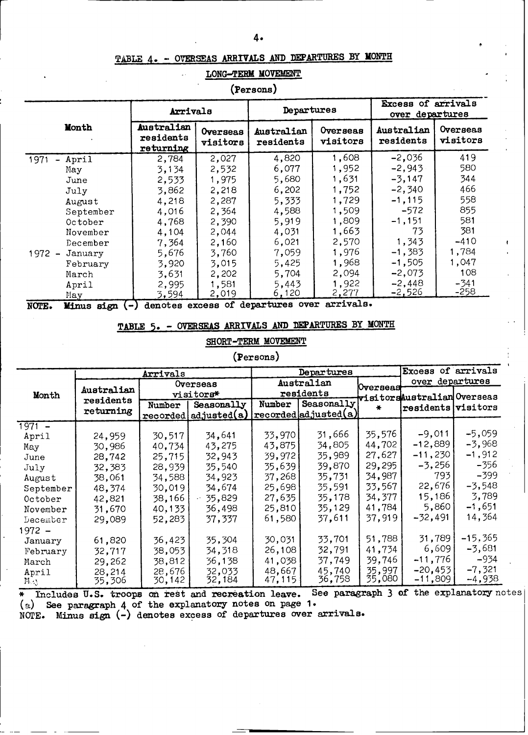## TABLE 4. - OVERSEAS ARRIVALS AND DEPARTURES BY MONTH

### LONG-TERM MOVEMENT

(Persons)

| Month | Arrivals | | Departures | | Excess of arrivals over departures | |
|---|---|---|---|---|---|---|
| | Australian residents returning | Overseas visitors | Australian residents | Overseas visitors | Australian residents | Overseas visitors |
| 1971 - April | 2,784 | 2,027 | 4,820 | 1,608 | -2,036 | 419 |
| May | 3,134 | 2,532 | 6,077 | 1,952 | -2,943 | 580 |
| June | 2,533 | 1,975 | 5,680 | 1,631 | -3,147 | 344 |
| July | 3,862 | 2,218 | 6,202 | 1,752 | -2,340 | 466 |
| August | 4,218 | 2,287 | 5,333 | 1,729 | -1,115 | 558 |
| September | 4,016 | 2,364 | 4,588 | 1,509 | -572 | 855 |
| October | 4,768 | 2,390 | 5,919 | 1,809 | -1,151 | 581 |
| November | 4,104 | 2,044 | 4,031 | 1,663 | 73 | 381 |
| December | 7,364 | 2,160 | 6,021 | 2,570 | 1,343 | -410 |
| 1972 - January | 5,676 | 3,760 | 7,059 | 1,976 | -1,383 | 1,784 |
| February | 3,920 | 3,015 | 5,425 | 1,968 | -1,505 | 1,047 |
| March | 3,631 | 2,202 | 5,704 | 2,094 | -2,073 | 108 |
| April | 2,995 | 1,581 | 5,443 | 1,922 | -2,448 | -341 |
| May | 3,594 | 2,019 | 6,120 | 2,277 | -2,526 | -258 |

NOTE. Minus sign (-) denotes excess of departures over arrivals.

## TABLE 5. - OVERSEAS ARRIVALS AND DEPARTURES BY MONTH

### SHORT-TERM MOVEMENT

(Persons)

| Month | Arrivals | | | Departures | | | Excess of arrivals over departures | |
|---|---|---|---|---|---|---|---|---|
| | Australian residents returning | Overseas visitors* | | Australian residents | | Overseas visitors * | Australian residents | Overseas visitors |
| | | Number recorded | Seasonally adjusted(a) | Number recorded | Seasonally adjusted(a) | | | |
| 1971 - | | | | | | | | |
| April | 24,959 | 30,517 | 34,641 | 33,970 | 31,666 | 35,576 | -9,011 | -5,059 |
| May | 30,986 | 40,734 | 43,275 | 43,875 | 34,805 | 44,702 | -12,889 | -3,968 |
| June | 28,742 | 25,715 | 32,943 | 39,972 | 35,989 | 27,627 | -11,230 | -1,912 |
| July | 32,383 | 28,939 | 35,540 | 35,639 | 39,870 | 29,295 | -3,256 | -356 |
| August | 38,061 | 34,588 | 34,923 | 37,268 | 35,731 | 34,987 | 793 | -399 |
| September | 48,374 | 30,019 | 34,674 | 25,698 | 35,591 | 33,567 | 22,676 | -3,548 |
| October | 42,821 | 38,166 | 35,829 | 27,635 | 35,178 | 34,377 | 15,186 | 3,789 |
| November | 31,670 | 40,133 | 36,498 | 25,810 | 35,129 | 41,784 | 5,860 | -1,651 |
| December | 29,089 | 52,283 | 37,337 | 61,580 | 37,611 | 37,919 | -32,491 | 14,364 |
| 1972 - | | | | | | | | |
| January | 61,820 | 36,423 | 35,304 | 30,031 | 33,701 | 51,788 | 31,789 | -15,365 |
| February | 32,717 | 38,053 | 34,318 | 26,108 | 32,791 | 41,734 | 6,609 | -3,681 |
| March | 29,262 | 38,812 | 36,138 | 41,038 | 37,749 | 39,746 | -11,776 | -934 |
| April | 28,214 | 28,676 | 32,033 | 48,667 | 45,740 | 35,997 | -20,453 | -7,321 |
| May | 35,306 | 30,142 | 32,184 | 47,115 | 36,758 | 35,080 | -11,809 | -4,938 |

\* Includes U.S. troops on rest and recreation leave. See paragraph 3 of the explanatory notes

(a) See paragraph 4 of the explanatory notes on page 1.

NOTE. Minus sign (-) denotes excess of departures over arrivals.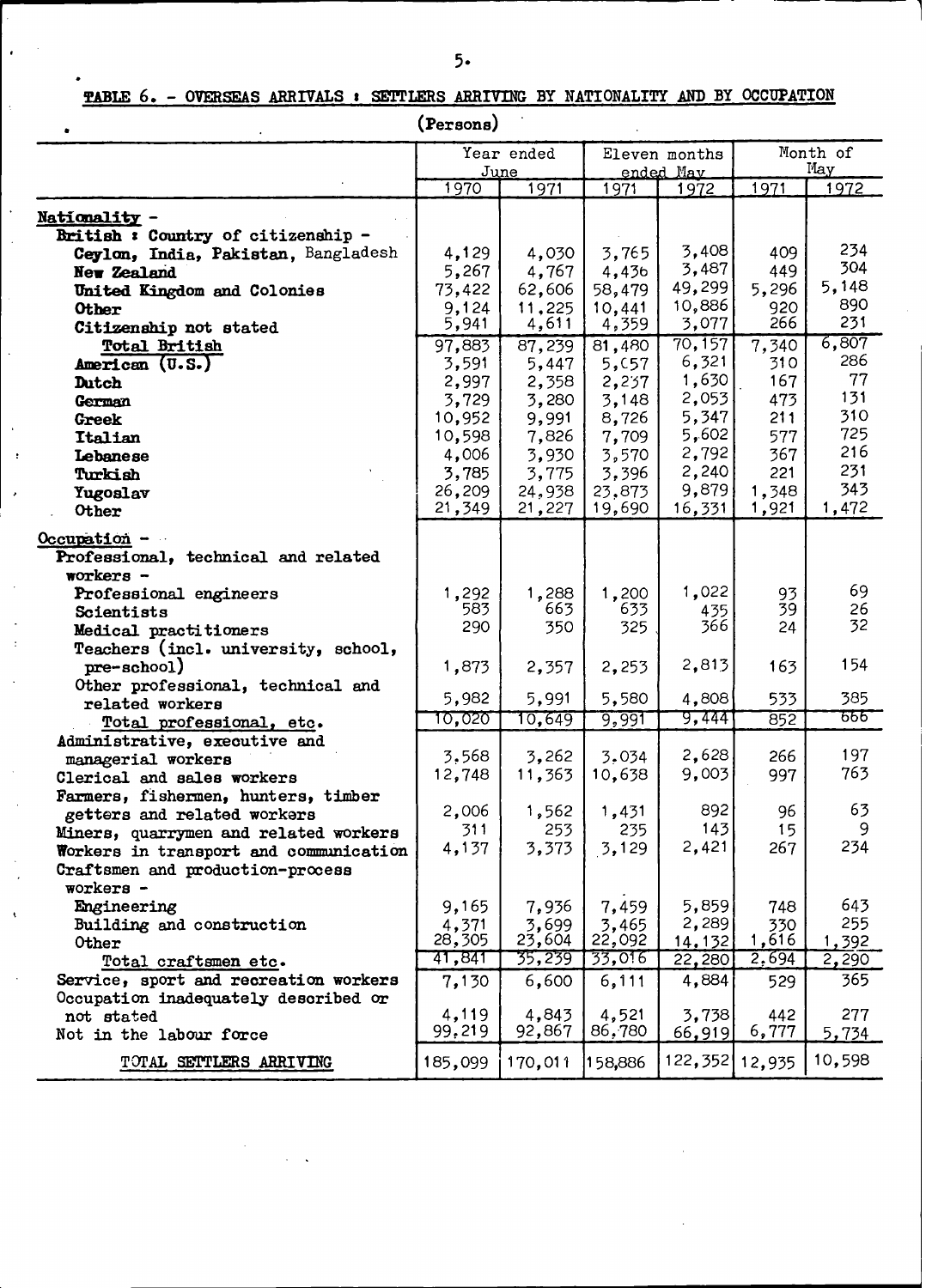**TABLE 6. - OVERSEAS ARRIVALS : SETTLERS ARRIVING BY NATIONALITY AND BY OCCUPATION**

(Persons)

| | Year ended June | | Eleven months ended May | | Month of May | |
|---|---|---|---|---|---|---|
| | 1970 | 1971 | 1971 | 1972 | 1971 | 1972 |
| **Nationality -** | | | | | | |
| **British : Country of citizenship -** | | | | | | |
| **Ceylon, India, Pakistan,** Bangladesh | 4,129 | 4,030 | 3,765 | 3,408 | 409 | 234 |
| **New Zealand** | 5,267 | 4,767 | 4,436 | 3,487 | 449 | 304 |
| **United Kingdom and Colonies** | 73,422 | 62,606 | 58,479 | 49,299 | 5,296 | 5,148 |
| **Other** | 9,124 | 11,225 | 10,441 | 10,886 | 920 | 890 |
| **Citizenship not stated** | 5,941 | 4,611 | 4,359 | 3,077 | 266 | 231 |
| **Total British** | 97,883 | 87,239 | 81,480 | 70,157 | 7,340 | 6,807 |
| **American (U.S.)** | 3,591 | 5,447 | 5,057 | 6,321 | 310 | 286 |
| **Dutch** | 2,997 | 2,358 | 2,237 | 1,630 | 167 | 77 |
| **German** | 3,729 | 3,280 | 3,148 | 2,053 | 473 | 131 |
| **Greek** | 10,952 | 9,991 | 8,726 | 5,347 | 211 | 310 |
| **Italian** | 10,598 | 7,826 | 7,709 | 5,602 | 577 | 725 |
| **Lebanese** | 4,006 | 3,930 | 3,570 | 2,792 | 367 | 216 |
| **Turkish** | 3,785 | 3,775 | 3,396 | 2,240 | 221 | 231 |
| **Yugoslav** | 26,209 | 24,938 | 23,873 | 9,879 | 1,348 | 343 |
| **Other** | 21,349 | 21,227 | 19,690 | 16,331 | 1,921 | 1,472 |
| **Occupation -** | | | | | | |
| **Professional, technical and related workers -** | | | | | | |
| **Professional engineers** | 1,292 | 1,288 | 1,200 | 1,022 | 93 | 69 |
| **Scientists** | 583 | 663 | 633 | 435 | 39 | 26 |
| **Medical practitioners** | 290 | 350 | 325 | 366 | 24 | 32 |
| **Teachers (incl. university, school, pre-school)** | 1,873 | 2,357 | 2,253 | 2,813 | 163 | 154 |
| **Other professional, technical and related workers** | 5,982 | 5,991 | 5,580 | 4,808 | 533 | 385 |
| **Total professional, etc.** | 10,020 | 10,649 | 9,991 | 9,444 | 852 | 666 |
| **Administrative, executive and managerial workers** | 3,568 | 3,262 | 3,034 | 2,628 | 266 | 197 |
| **Clerical and sales workers** | 12,748 | 11,363 | 10,638 | 9,003 | 997 | 763 |
| **Farmers, fishermen, hunters, timber getters and related workers** | 2,006 | 1,562 | 1,431 | 892 | 96 | 63 |
| **Miners, quarrymen and related workers** | 311 | 253 | 235 | 143 | 15 | 9 |
| **Workers in transport and communication** | 4,137 | 3,373 | 3,129 | 2,421 | 267 | 234 |
| **Craftsmen and production-process workers -** | | | | | | |
| **Engineering** | 9,165 | 7,936 | 7,459 | 5,859 | 748 | 643 |
| **Building and construction** | 4,371 | 3,699 | 3,465 | 2,289 | 330 | 255 |
| **Other** | 28,305 | 23,604 | 22,092 | 14,132 | 1,616 | 1,392 |
| **Total craftsmen etc.** | 41,841 | 35,239 | 33,016 | 22,280 | 2,694 | 2,290 |
| **Service, sport and recreation workers** | 7,130 | 6,600 | 6,111 | 4,884 | 529 | 365 |
| **Occupation inadequately described or not stated** | 4,119 | 4,843 | 4,521 | 3,738 | 442 | 277 |
| **Not in the labour force** | 99,219 | 92,867 | 86,780 | 66,919 | 6,777 | 5,734 |
| TOTAL SETTLERS ARRIVING | 185,099 | 170,011 | 158,886 | 122,352 | 12,935 | 10,598 |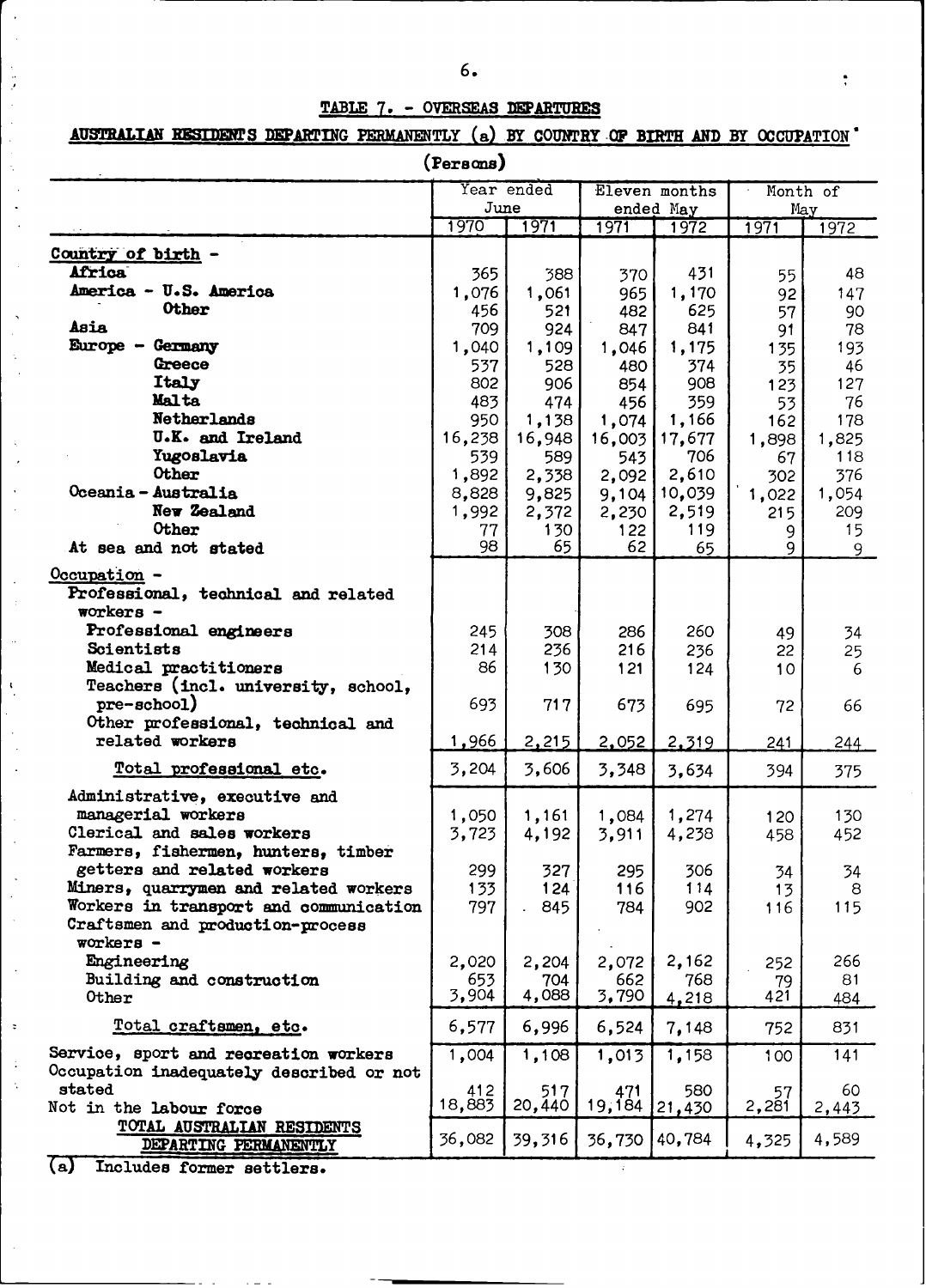### TABLE 7. - OVERSEAS DEPARTURES

#### AUSTRALIAN RESIDENTS DEPARTING PERMANENTLY (a) BY COUNTRY OF BIRTH AND BY OCCUPATION

(Persons)

| | Year ended June | | Eleven months ended May | | Month of May | |
|---|---|---|---|---|---|---|
| | 1970 | 1971 | 1971 | 1972 | 1971 | 1972 |
| **Country of birth -** | | | | | | |
| **Africa** | 365 | 388 | 370 | 431 | 55 | 48 |
| **America - U.S. America** | 1,076 | 1,061 | 965 | 1,170 | 92 | 147 |
| **Other** | 456 | 521 | 482 | 625 | 57 | 90 |
| **Asia** | 709 | 924 | 847 | 841 | 91 | 78 |
| **Europe - Germany** | 1,040 | 1,109 | 1,046 | 1,175 | 135 | 193 |
| **Greece** | 537 | 528 | 480 | 374 | 35 | 46 |
| **Italy** | 802 | 906 | 854 | 908 | 123 | 127 |
| **Malta** | 483 | 474 | 456 | 359 | 53 | 76 |
| **Netherlands** | 950 | 1,138 | 1,074 | 1,166 | 162 | 178 |
| **U.K. and Ireland** | 16,238 | 16,948 | 16,003 | 17,677 | 1,898 | 1,825 |
| **Yugoslavia** | 539 | 589 | 543 | 706 | 67 | 118 |
| **Other** | 1,892 | 2,338 | 2,092 | 2,610 | 302 | 376 |
| **Oceania - Australia** | 8,828 | 9,825 | 9,104 | 10,039 | 1,022 | 1,054 |
| **New Zealand** | 1,992 | 2,372 | 2,230 | 2,519 | 215 | 209 |
| **Other** | 77 | 130 | 122 | 119 | 9 | 15 |
| **At sea and not stated** | 98 | 65 | 62 | 65 | 9 | 9 |
| Occupation - | | | | | | |
| Professional, technical and related workers - | | | | | | |
| Professional engineers | 245 | 308 | 286 | 260 | 49 | 34 |
| Scientists | 214 | 236 | 216 | 236 | 22 | 25 |
| Medical practitioners | 86 | 130 | 121 | 124 | 10 | 6 |
| Teachers (incl. university, school, pre-school) | 693 | 717 | 673 | 695 | 72 | 66 |
| Other professional, technical and related workers | 1,966 | 2,215 | 2,052 | 2,319 | 241 | 244 |
| Total professional etc. | 3,204 | 3,606 | 3,348 | 3,634 | 394 | 375 |
| Administrative, executive and managerial workers | 1,050 | 1,161 | 1,084 | 1,274 | 120 | 130 |
| Clerical and sales workers | 3,723 | 4,192 | 3,911 | 4,238 | 458 | 452 |
| Farmers, fishermen, hunters, timber getters and related workers | 299 | 327 | 295 | 306 | 34 | 34 |
| Miners, quarrymen and related workers | 133 | 124 | 116 | 114 | 13 | 8 |
| Workers in transport and communication | 797 | 845 | 784 | 902 | 116 | 115 |
| Craftsmen and production-process workers - | | | | | | |
| Engineering | 2,020 | 2,204 | 2,072 | 2,162 | 252 | 266 |
| Building and construction | 653 | 704 | 662 | 768 | 79 | 81 |
| Other | 3,904 | 4,088 | 3,790 | 4,218 | 421 | 484 |
| Total craftsmen, etc. | 6,577 | 6,996 | 6,524 | 7,148 | 752 | 831 |
| Service, sport and recreation workers | 1,004 | 1,108 | 1,013 | 1,158 | 100 | 141 |
| Occupation inadequately described or not stated | 412 | 517 | 471 | 580 | 57 | 60 |
| Not in the labour force | 18,883 | 20,440 | 19,184 | 21,430 | 2,281 | 2,443 |
| TOTAL AUSTRALIAN RESIDENTS DEPARTING PERMANENTLY | 36,082 | 39,316 | 36,730 | 40,784 | 4,325 | 4,589 |

(a) Includes former settlers.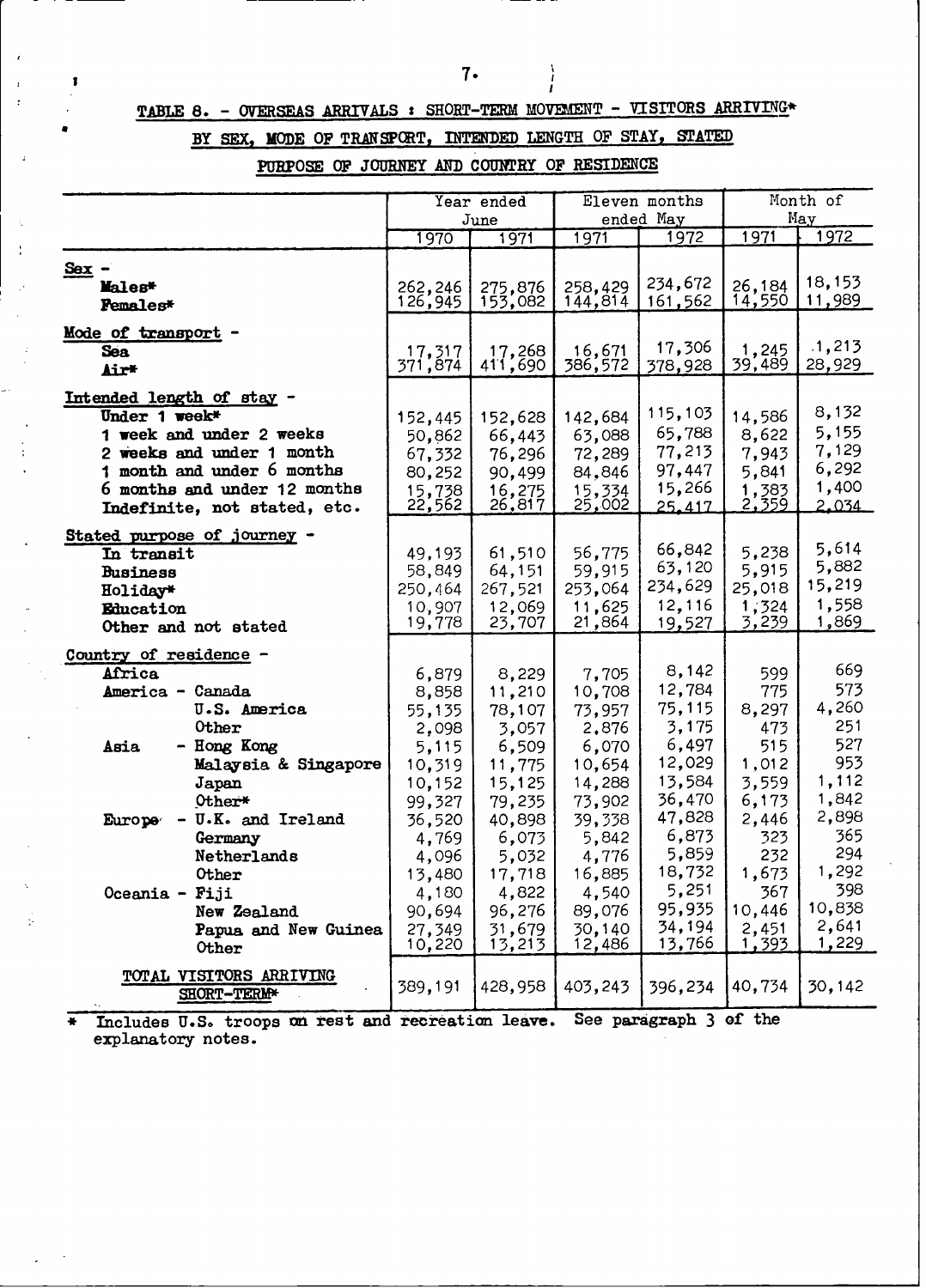## TABLE 8. - OVERSEAS ARRIVALS : SHORT-TERM MOVEMENT - VISITORS ARRIVING*

## BY SEX, MODE OF TRANSPORT, INTENDED LENGTH OF STAY, STATED PURPOSE OF JOURNEY AND COUNTRY OF RESIDENCE

| | Year ended June | | Eleven months ended May | | Month of May | |
|---|---|---|---|---|---|---|
| | 1970 | 1971 | 1971 | 1972 | 1971 | 1972 |
| **Sex -** | | | | | | |
| Males* | 262,246 | 275,876 | 258,429 | 234,672 | 26,184 | 18,153 |
| Females* | 126,945 | 153,082 | 144,814 | 161,562 | 14,550 | 11,989 |
| **Mode of transport -** | | | | | | |
| Sea | 17,317 | 17,268 | 16,671 | 17,306 | 1,245 | 1,213 |
| Air* | 371,874 | 411,690 | 386,572 | 378,928 | 39,489 | 28,929 |
| **Intended length of stay -** | | | | | | |
| Under 1 week* | 152,445 | 152,628 | 142,684 | 115,103 | 14,586 | 8,132 |
| 1 week and under 2 weeks | 50,862 | 66,443 | 63,088 | 65,788 | 8,622 | 5,155 |
| 2 weeks and under 1 month | 67,332 | 76,296 | 72,289 | 77,213 | 7,943 | 7,129 |
| 1 month and under 6 months | 80,252 | 90,499 | 84,846 | 97,447 | 5,841 | 6,292 |
| 6 months and under 12 months | 15,738 | 16,275 | 15,334 | 15,266 | 1,383 | 1,400 |
| Indefinite, not stated, etc. | 22,562 | 26,817 | 25,002 | 25,417 | 2,359 | 2,034 |
| **Stated purpose of journey -** | | | | | | |
| In transit | 49,193 | 61,510 | 56,775 | 66,842 | 5,238 | 5,614 |
| Business | 58,849 | 64,151 | 59,915 | 63,120 | 5,915 | 5,882 |
| Holiday* | 250,464 | 267,521 | 253,064 | 234,629 | 25,018 | 15,219 |
| Education | 10,907 | 12,069 | 11,625 | 12,116 | 1,324 | 1,558 |
| Other and not stated | 19,778 | 23,707 | 21,864 | 19,527 | 3,239 | 1,869 |
| **Country of residence -** | | | | | | |
| Africa | 6,879 | 8,229 | 7,705 | 8,142 | 599 | 669 |
| America - Canada | 8,858 | 11,210 | 10,708 | 12,784 | 775 | 573 |
| U.S. America | 55,135 | 78,107 | 73,957 | 75,115 | 8,297 | 4,260 |
| Other | 2,098 | 3,057 | 2,876 | 3,175 | 473 | 251 |
| Asia - Hong Kong | 5,115 | 6,509 | 6,070 | 6,497 | 515 | 527 |
| Malaysia & Singapore | 10,319 | 11,775 | 10,654 | 12,029 | 1,012 | 953 |
| Japan | 10,152 | 15,125 | 14,288 | 13,584 | 3,559 | 1,112 |
| Other* | 99,327 | 79,235 | 73,902 | 36,470 | 6,173 | 1,842 |
| Europe - U.K. and Ireland | 36,520 | 40,898 | 39,338 | 47,828 | 2,446 | 2,898 |
| Germany | 4,769 | 6,073 | 5,842 | 6,873 | 323 | 365 |
| Netherlands | 4,096 | 5,032 | 4,776 | 5,859 | 232 | 294 |
| Other | 13,480 | 17,718 | 16,885 | 18,732 | 1,673 | 1,292 |
| Oceania - Fiji | 4,180 | 4,822 | 4,540 | 5,251 | 367 | 398 |
| New Zealand | 90,694 | 96,276 | 89,076 | 95,935 | 10,446 | 10,838 |
| Papua and New Guinea | 27,349 | 31,679 | 30,140 | 34,194 | 2,451 | 2,641 |
| Other | 10,220 | 13,213 | 12,486 | 13,766 | 1,393 | 1,229 |
| **TOTAL VISITORS ARRIVING SHORT-TERM*** | 389,191 | 428,958 | 403,243 | 396,234 | 40,734 | 30,142 |

\* Includes U.S. troops on rest and recreation leave. See paragraph 3 of the explanatory notes.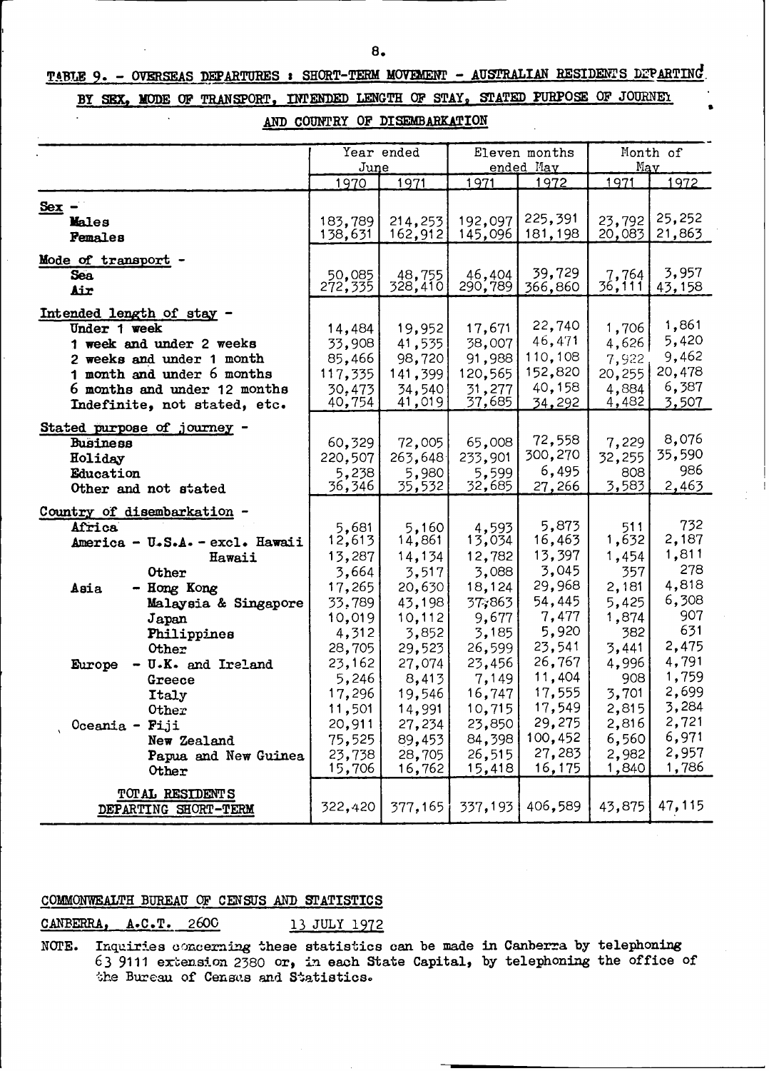## TABLE 9. - OVERSEAS DEPARTURES : SHORT-TERM MOVEMENT - AUSTRALIAN RESIDENTS DEPARTING BY SEX, MODE OF TRANSPORT, INTENDED LENGTH OF STAY, STATED PURPOSE OF JOURNEY AND COUNTRY OF DISEMBARKATION

| | Year ended June | | Eleven months ended May | | Month of May | |
|---|---|---|---|---|---|---|
| | 1970 | 1971 | 1971 | 1972 | 1971 | 1972 |
| **Sex** - | | | | | | |
| Males | 183,789 | 214,253 | 192,097 | 225,391 | 23,792 | 25,252 |
| Females | 138,631 | 162,912 | 145,096 | 181,198 | 20,083 | 21,863 |
| Mode of transport - | | | | | | |
| Sea | 50,085 | 48,755 | 46,404 | 39,729 | 7,764 | 3,957 |
| Air | 272,335 | 328,410 | 290,789 | 366,860 | 36,111 | 43,158 |
| Intended length of stay - | | | | | | |
| Under 1 week | 14,484 | 19,952 | 17,671 | 22,740 | 1,706 | 1,861 |
| 1 week and under 2 weeks | 33,908 | 41,535 | 38,007 | 46,471 | 4,626 | 5,420 |
| 2 weeks and under 1 month | 85,466 | 98,720 | 91,988 | 110,108 | 7,922 | 9,462 |
| 1 month and under 6 months | 117,335 | 141,399 | 120,565 | 152,820 | 20,255 | 20,478 |
| 6 months and under 12 months | 30,473 | 34,540 | 31,277 | 40,158 | 4,884 | 6,387 |
| Indefinite, not stated, etc. | 40,754 | 41,019 | 37,685 | 34,292 | 4,482 | 3,507 |
| Stated purpose of journey - | | | | | | |
| Business | 60,329 | 72,005 | 65,008 | 72,558 | 7,229 | 8,076 |
| Holiday | 220,507 | 263,648 | 233,901 | 300,270 | 32,255 | 35,590 |
| Education | 5,238 | 5,980 | 5,599 | 6,495 | 808 | 986 |
| Other and not stated | 36,346 | 35,532 | 32,685 | 27,266 | 3,583 | 2,463 |
| Country of disembarkation - | | | | | | |
| Africa | 5,681 | 5,160 | 4,593 | 5,873 | 511 | 732 |
| America - U.S.A. - excl. Hawaii | 12,613 | 14,861 | 13,034 | 16,463 | 1,632 | 2,187 |
| Hawaii | 13,287 | 14,134 | 12,782 | 13,397 | 1,454 | 1,811 |
| Other | 3,664 | 3,517 | 3,088 | 3,045 | 357 | 278 |
| Asia - Hong Kong | 17,265 | 20,630 | 18,124 | 29,968 | 2,181 | 4,818 |
| Malaysia & Singapore | 33,789 | 43,198 | 37,863 | 54,445 | 5,425 | 6,308 |
| Japan | 10,019 | 10,112 | 9,677 | 7,477 | 1,874 | 907 |
| Philippines | 4,312 | 3,852 | 3,185 | 5,920 | 382 | 631 |
| Other | 28,705 | 29,523 | 26,599 | 23,541 | 3,441 | 2,475 |
| Europe - U.K. and Ireland | 23,162 | 27,074 | 23,456 | 26,767 | 4,996 | 4,791 |
| Greece | 5,246 | 8,413 | 7,149 | 11,404 | 908 | 1,759 |
| Italy | 17,296 | 19,546 | 16,747 | 17,555 | 3,701 | 2,699 |
| Other | 11,501 | 14,991 | 10,715 | 17,549 | 2,815 | 3,284 |
| Oceania - Fiji | 20,911 | 27,234 | 23,850 | 29,275 | 2,816 | 2,721 |
| New Zealand | 75,525 | 89,453 | 84,398 | 100,452 | 6,560 | 6,971 |
| Papua and New Guinea | 23,738 | 28,705 | 26,515 | 27,283 | 2,982 | 2,957 |
| Other | 15,706 | 16,762 | 15,418 | 16,175 | 1,840 | 1,786 |
| TOTAL RESIDENTS DEPARTING SHORT-TERM | 322,420 | 377,165 | 337,193 | 406,589 | 43,875 | 47,115 |

COMMONWEALTH BUREAU OF CENSUS AND STATISTICS

CANBERRA, A.C.T. 2600 13 JULY 1972

NOTE. Inquiries concerning these statistics can be made in Canberra by telephoning 63 9111 extension 2380 or, in each State Capital, by telephoning the office of the Bureau of Census and Statistics.